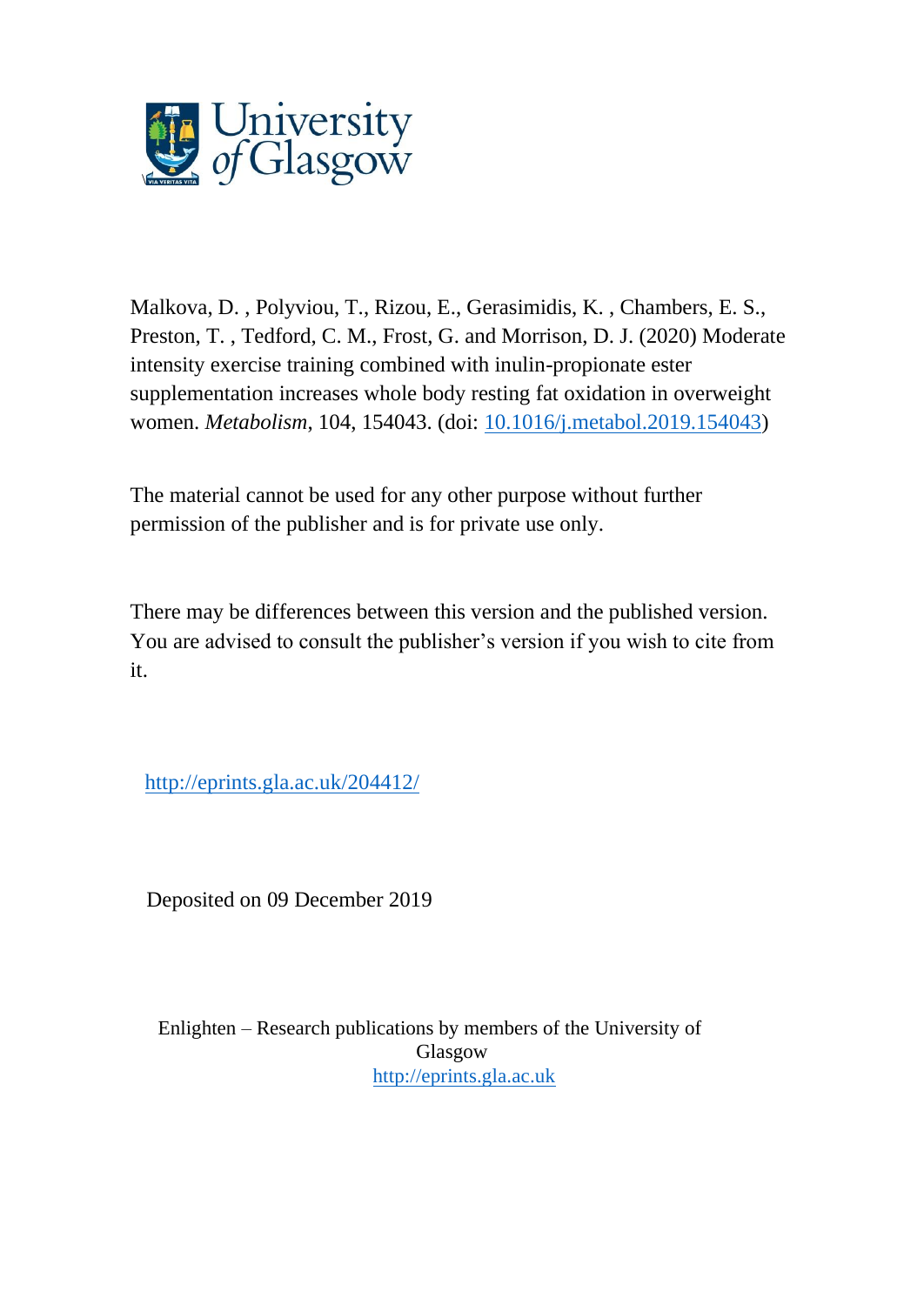University of Glasgow

Malkova, D. , Polyviou, T., Rizou, E., Gerasimidis, K. , Chambers, E. S., Preston, T. , Tedford, C. M., Frost, G. and Morrison, D. J. (2020) Moderate intensity exercise training combined with inulin-propionate ester supplementation increases whole body resting fat oxidation in overweight women. *Metabolism*, 104, 154043. (doi: 10.1016/j.metabol.2019.154043)

The material cannot be used for any other purpose without further permission of the publisher and is for private use only.

There may be differences between this version and the published version. You are advised to consult the publisher's version if you wish to cite from it.

http://eprints.gla.ac.uk/204412/

Deposited on 09 December 2019

Enlighten – Research publications by members of the University of Glasgow
http://eprints.gla.ac.uk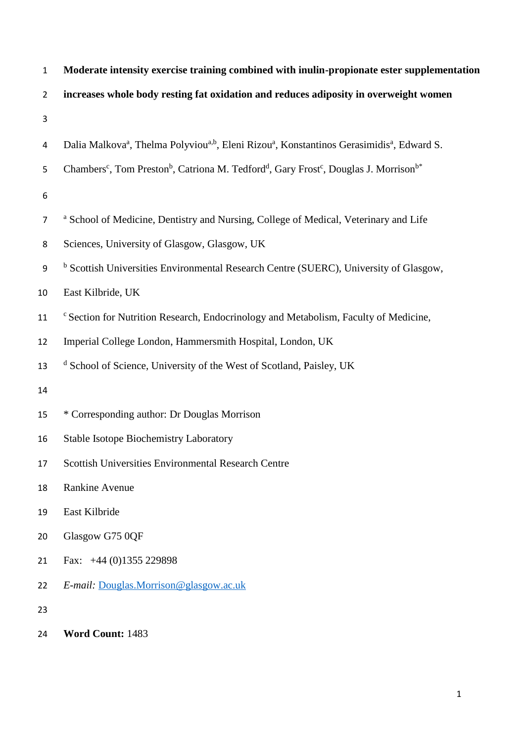# Moderate intensity exercise training combined with inulin-propionate ester supplementation increases whole body resting fat oxidation and reduces adiposity in overweight women

Dalia Malkova[a], Thelma Polyviou[a,b], Eleni Rizou[a], Konstantinos Gerasimidis[a], Edward S. Chambers[c], Tom Preston[b], Catriona M. Tedford[d], Gary Frost[c], Douglas J. Morrison[b*]

[a] School of Medicine, Dentistry and Nursing, College of Medical, Veterinary and Life Sciences, University of Glasgow, Glasgow, UK

[b] Scottish Universities Environmental Research Centre (SUERC), University of Glasgow, East Kilbride, UK

[c] Section for Nutrition Research, Endocrinology and Metabolism, Faculty of Medicine, Imperial College London, Hammersmith Hospital, London, UK

[d] School of Science, University of the West of Scotland, Paisley, UK

\* Corresponding author: Dr Douglas Morrison

Stable Isotope Biochemistry Laboratory

Scottish Universities Environmental Research Centre

Rankine Avenue

East Kilbride

Glasgow G75 0QF

Fax: +44 (0)1355 229898

*E-mail:* Douglas.Morrison@glasgow.ac.uk

**Word Count:** 1483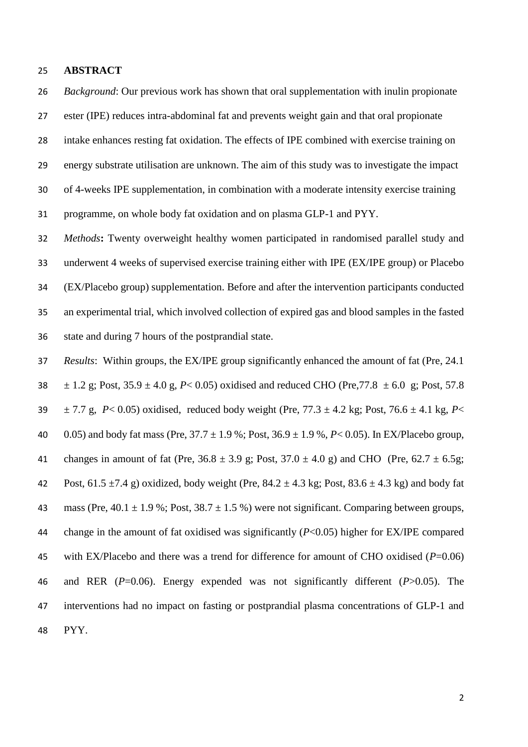## ABSTRACT

*Background*: Our previous work has shown that oral supplementation with inulin propionate ester (IPE) reduces intra-abdominal fat and prevents weight gain and that oral propionate intake enhances resting fat oxidation. The effects of IPE combined with exercise training on energy substrate utilisation are unknown. The aim of this study was to investigate the impact of 4-weeks IPE supplementation, in combination with a moderate intensity exercise training programme, on whole body fat oxidation and on plasma GLP-1 and PYY.

*Methods***:** Twenty overweight healthy women participated in randomised parallel study and underwent 4 weeks of supervised exercise training either with IPE (EX/IPE group) or Placebo (EX/Placebo group) supplementation. Before and after the intervention participants conducted an experimental trial, which involved collection of expired gas and blood samples in the fasted state and during 7 hours of the postprandial state.

*Results*: Within groups, the EX/IPE group significantly enhanced the amount of fat (Pre, 24.1 ± 1.2 g; Post, 35.9 ± 4.0 g, $P< 0.05$) oxidised and reduced CHO (Pre,77.8 ± 6.0 g; Post, 57.8 ± 7.7 g, $P< 0.05$) oxidised, reduced body weight (Pre, 77.3 ± 4.2 kg; Post, 76.6 ± 4.1 kg, $P< 0.05$) and body fat mass (Pre, 37.7 ± 1.9 %; Post, 36.9 ± 1.9 %, $P< 0.05$). In EX/Placebo group, changes in amount of fat (Pre, 36.8 ± 3.9 g; Post, 37.0 ± 4.0 g) and CHO (Pre, 62.7 ± 6.5g; Post, 61.5 ±7.4 g) oxidized, body weight (Pre, 84.2 ± 4.3 kg; Post, 83.6 ± 4.3 kg) and body fat mass (Pre, 40.1 ± 1.9 %; Post, 38.7 ± 1.5 %) were not significant. Comparing between groups, change in the amount of fat oxidised was significantly ($P<0.05$) higher for EX/IPE compared with EX/Placebo and there was a trend for difference for amount of CHO oxidised ($P=0.06$) and RER ($P=0.06$). Energy expended was not significantly different ($P>0.05$). The interventions had no impact on fasting or postprandial plasma concentrations of GLP-1 and PYY.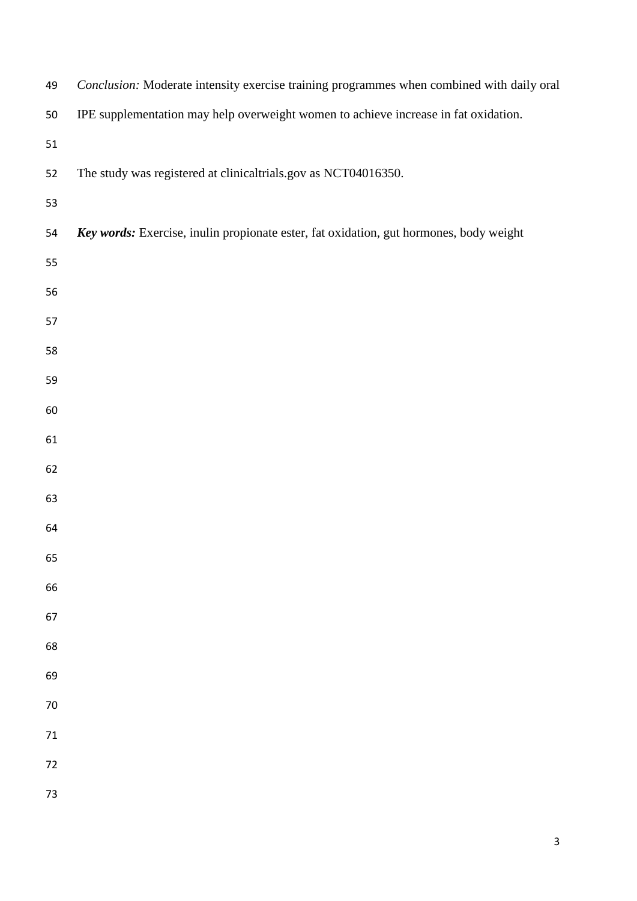*Conclusion:* Moderate intensity exercise training programmes when combined with daily oral IPE supplementation may help overweight women to achieve increase in fat oxidation.

The study was registered at clinicaltrials.gov as NCT04016350.

***Key words:*** Exercise, inulin propionate ester, fat oxidation, gut hormones, body weight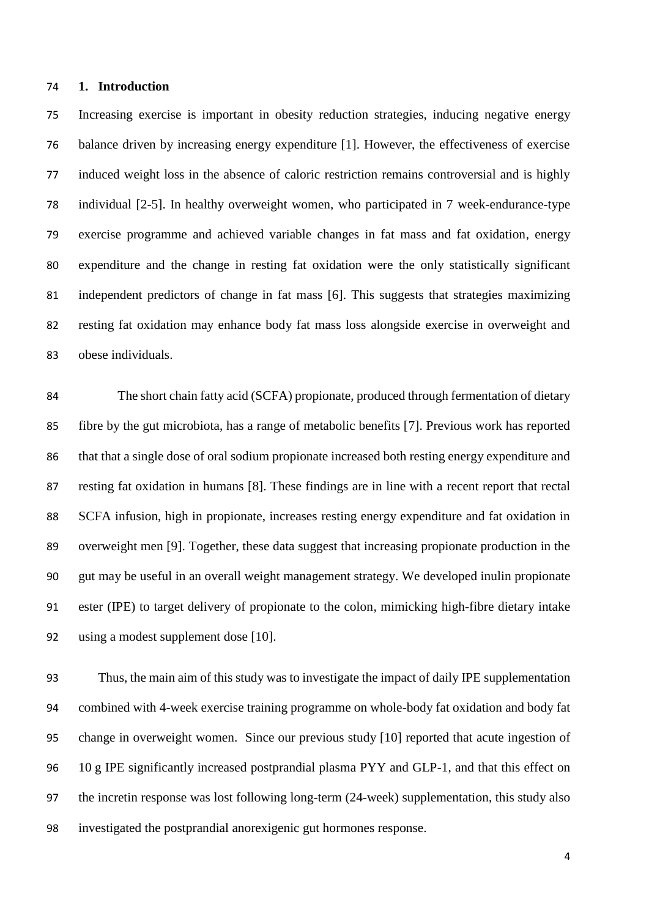# 1. Introduction

Increasing exercise is important in obesity reduction strategies, inducing negative energy balance driven by increasing energy expenditure [1]. However, the effectiveness of exercise induced weight loss in the absence of caloric restriction remains controversial and is highly individual [2-5]. In healthy overweight women, who participated in 7 week-endurance-type exercise programme and achieved variable changes in fat mass and fat oxidation, energy expenditure and the change in resting fat oxidation were the only statistically significant independent predictors of change in fat mass [6]. This suggests that strategies maximizing resting fat oxidation may enhance body fat mass loss alongside exercise in overweight and obese individuals.

The short chain fatty acid (SCFA) propionate, produced through fermentation of dietary fibre by the gut microbiota, has a range of metabolic benefits [7]. Previous work has reported that that a single dose of oral sodium propionate increased both resting energy expenditure and resting fat oxidation in humans [8]. These findings are in line with a recent report that rectal SCFA infusion, high in propionate, increases resting energy expenditure and fat oxidation in overweight men [9]. Together, these data suggest that increasing propionate production in the gut may be useful in an overall weight management strategy. We developed inulin propionate ester (IPE) to target delivery of propionate to the colon, mimicking high-fibre dietary intake using a modest supplement dose [10].

Thus, the main aim of this study was to investigate the impact of daily IPE supplementation combined with 4-week exercise training programme on whole-body fat oxidation and body fat change in overweight women. Since our previous study [10] reported that acute ingestion of 10 g IPE significantly increased postprandial plasma PYY and GLP-1, and that this effect on the incretin response was lost following long-term (24-week) supplementation, this study also investigated the postprandial anorexigenic gut hormones response.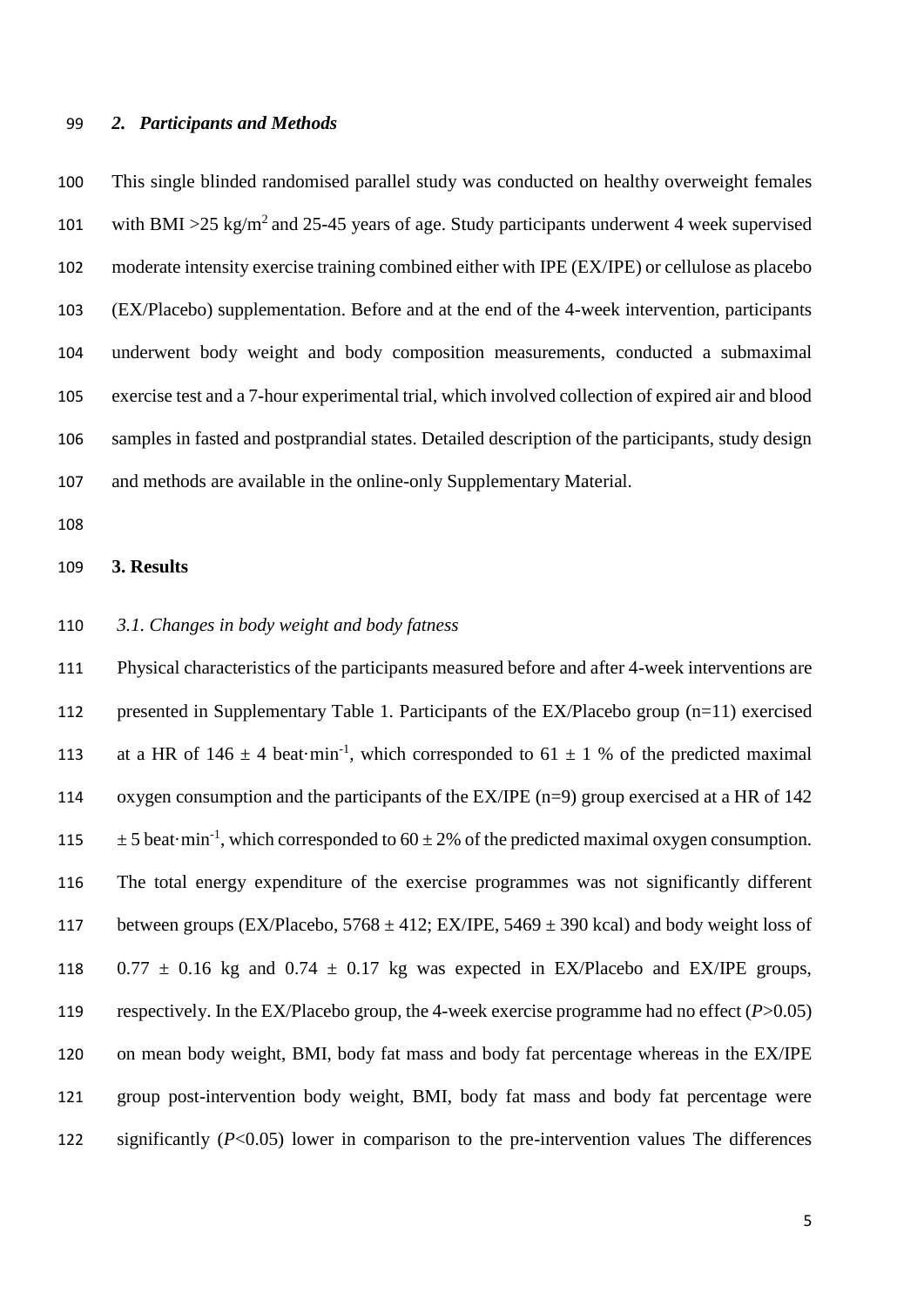## *2. Participants and Methods*

This single blinded randomised parallel study was conducted on healthy overweight females with BMI >25 kg/m$^2$ and 25-45 years of age. Study participants underwent 4 week supervised moderate intensity exercise training combined either with IPE (EX/IPE) or cellulose as placebo (EX/Placebo) supplementation. Before and at the end of the 4-week intervention, participants underwent body weight and body composition measurements, conducted a submaximal exercise test and a 7-hour experimental trial, which involved collection of expired air and blood samples in fasted and postprandial states. Detailed description of the participants, study design and methods are available in the online-only Supplementary Material.

## 3. Results

### *3.1. Changes in body weight and body fatness*

Physical characteristics of the participants measured before and after 4-week interventions are presented in Supplementary Table 1. Participants of the EX/Placebo group (n=11) exercised at a HR of 146 ± 4 beat·min$^{-1}$, which corresponded to 61 ± 1 % of the predicted maximal oxygen consumption and the participants of the EX/IPE (n=9) group exercised at a HR of 142 ± 5 beat·min$^{-1}$, which corresponded to 60 ± 2% of the predicted maximal oxygen consumption. The total energy expenditure of the exercise programmes was not significantly different between groups (EX/Placebo, 5768 ± 412; EX/IPE, 5469 ± 390 kcal) and body weight loss of 0.77 ± 0.16 kg and 0.74 ± 0.17 kg was expected in EX/Placebo and EX/IPE groups, respectively. In the EX/Placebo group, the 4-week exercise programme had no effect ($P$>0.05) on mean body weight, BMI, body fat mass and body fat percentage whereas in the EX/IPE group post-intervention body weight, BMI, body fat mass and body fat percentage were significantly ($P$<0.05) lower in comparison to the pre-intervention values The differences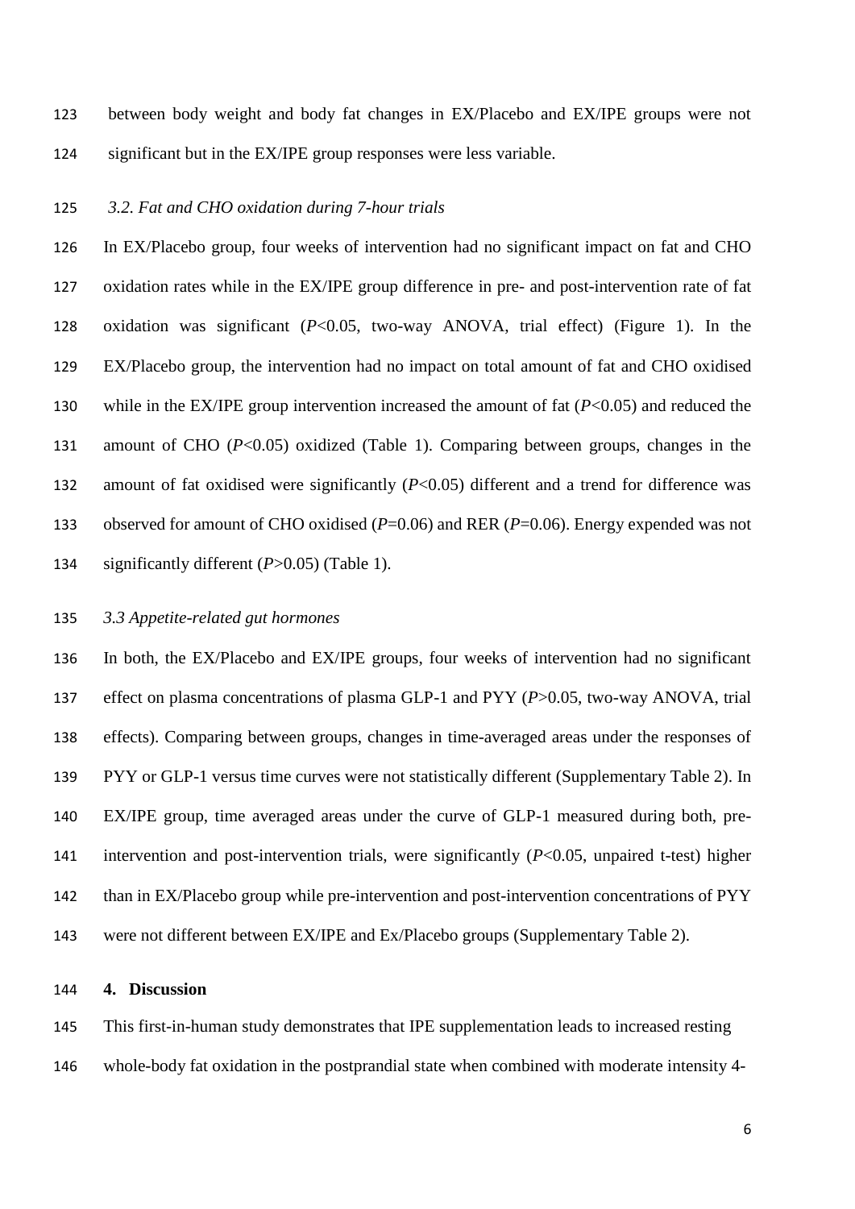between body weight and body fat changes in EX/Placebo and EX/IPE groups were not significant but in the EX/IPE group responses were less variable.

### *3.2. Fat and CHO oxidation during 7-hour trials*

In EX/Placebo group, four weeks of intervention had no significant impact on fat and CHO oxidation rates while in the EX/IPE group difference in pre- and post-intervention rate of fat oxidation was significant ($P$<0.05, two-way ANOVA, trial effect) (Figure 1). In the EX/Placebo group, the intervention had no impact on total amount of fat and CHO oxidised while in the EX/IPE group intervention increased the amount of fat ($P$<0.05) and reduced the amount of CHO ($P$<0.05) oxidized (Table 1). Comparing between groups, changes in the amount of fat oxidised were significantly ($P$<0.05) different and a trend for difference was observed for amount of CHO oxidised ($P$=0.06) and RER ($P$=0.06). Energy expended was not significantly different ($P$>0.05) (Table 1).

### *3.3 Appetite-related gut hormones*

In both, the EX/Placebo and EX/IPE groups, four weeks of intervention had no significant effect on plasma concentrations of plasma GLP-1 and PYY ($P$>0.05, two-way ANOVA, trial effects). Comparing between groups, changes in time-averaged areas under the responses of PYY or GLP-1 versus time curves were not statistically different (Supplementary Table 2). In EX/IPE group, time averaged areas under the curve of GLP-1 measured during both, pre-intervention and post-intervention trials, were significantly ($P$<0.05, unpaired t-test) higher than in EX/Placebo group while pre-intervention and post-intervention concentrations of PYY were not different between EX/IPE and Ex/Placebo groups (Supplementary Table 2).

## 4. Discussion

This first-in-human study demonstrates that IPE supplementation leads to increased resting whole-body fat oxidation in the postprandial state when combined with moderate intensity 4-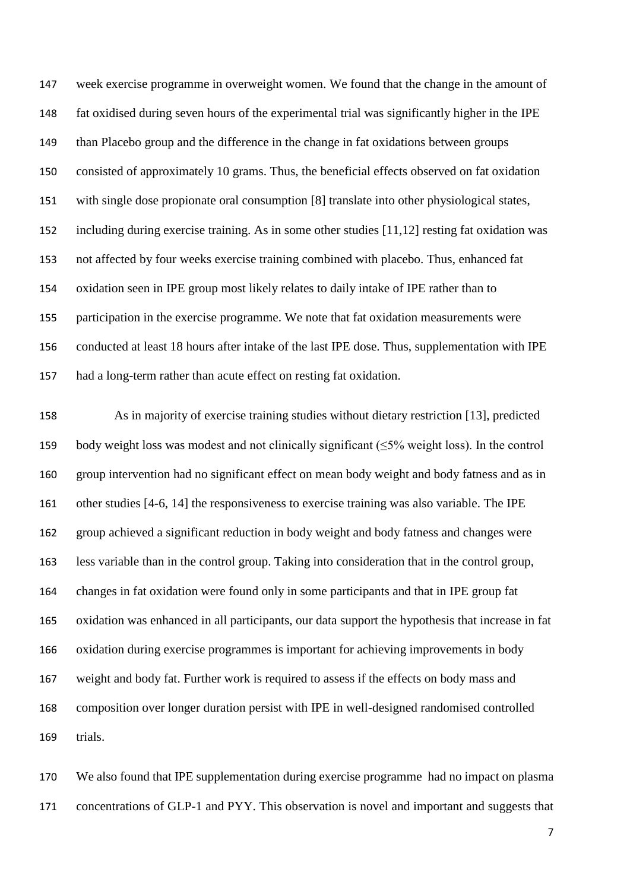week exercise programme in overweight women. We found that the change in the amount of fat oxidised during seven hours of the experimental trial was significantly higher in the IPE than Placebo group and the difference in the change in fat oxidations between groups consisted of approximately 10 grams. Thus, the beneficial effects observed on fat oxidation with single dose propionate oral consumption [8] translate into other physiological states, including during exercise training. As in some other studies [11,12] resting fat oxidation was not affected by four weeks exercise training combined with placebo. Thus, enhanced fat oxidation seen in IPE group most likely relates to daily intake of IPE rather than to participation in the exercise programme. We note that fat oxidation measurements were conducted at least 18 hours after intake of the last IPE dose. Thus, supplementation with IPE had a long-term rather than acute effect on resting fat oxidation.

As in majority of exercise training studies without dietary restriction [13], predicted body weight loss was modest and not clinically significant (≤5% weight loss). In the control group intervention had no significant effect on mean body weight and body fatness and as in other studies [4-6, 14] the responsiveness to exercise training was also variable. The IPE group achieved a significant reduction in body weight and body fatness and changes were less variable than in the control group. Taking into consideration that in the control group, changes in fat oxidation were found only in some participants and that in IPE group fat oxidation was enhanced in all participants, our data support the hypothesis that increase in fat oxidation during exercise programmes is important for achieving improvements in body weight and body fat. Further work is required to assess if the effects on body mass and composition over longer duration persist with IPE in well-designed randomised controlled trials.

We also found that IPE supplementation during exercise programme had no impact on plasma concentrations of GLP-1 and PYY. This observation is novel and important and suggests that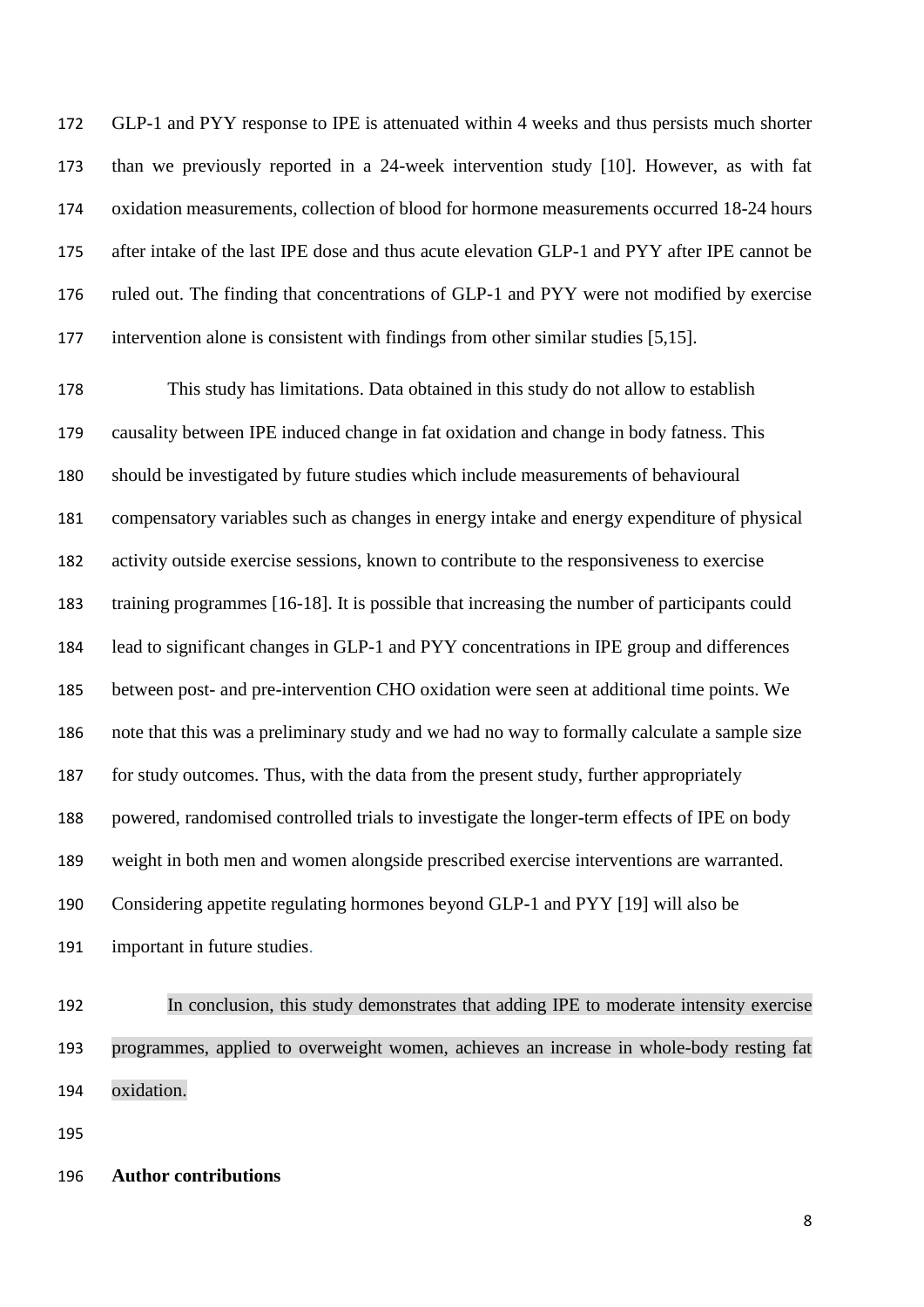GLP-1 and PYY response to IPE is attenuated within 4 weeks and thus persists much shorter than we previously reported in a 24-week intervention study [10]. However, as with fat oxidation measurements, collection of blood for hormone measurements occurred 18-24 hours after intake of the last IPE dose and thus acute elevation GLP-1 and PYY after IPE cannot be ruled out. The finding that concentrations of GLP-1 and PYY were not modified by exercise intervention alone is consistent with findings from other similar studies [5,15].

This study has limitations. Data obtained in this study do not allow to establish causality between IPE induced change in fat oxidation and change in body fatness. This should be investigated by future studies which include measurements of behavioural compensatory variables such as changes in energy intake and energy expenditure of physical activity outside exercise sessions, known to contribute to the responsiveness to exercise training programmes [16-18]. It is possible that increasing the number of participants could lead to significant changes in GLP-1 and PYY concentrations in IPE group and differences between post- and pre-intervention CHO oxidation were seen at additional time points. We note that this was a preliminary study and we had no way to formally calculate a sample size for study outcomes. Thus, with the data from the present study, further appropriately powered, randomised controlled trials to investigate the longer-term effects of IPE on body weight in both men and women alongside prescribed exercise interventions are warranted. Considering appetite regulating hormones beyond GLP-1 and PYY [19] will also be important in future studies.

In conclusion, this study demonstrates that adding IPE to moderate intensity exercise programmes, applied to overweight women, achieves an increase in whole-body resting fat oxidation.

**Author contributions**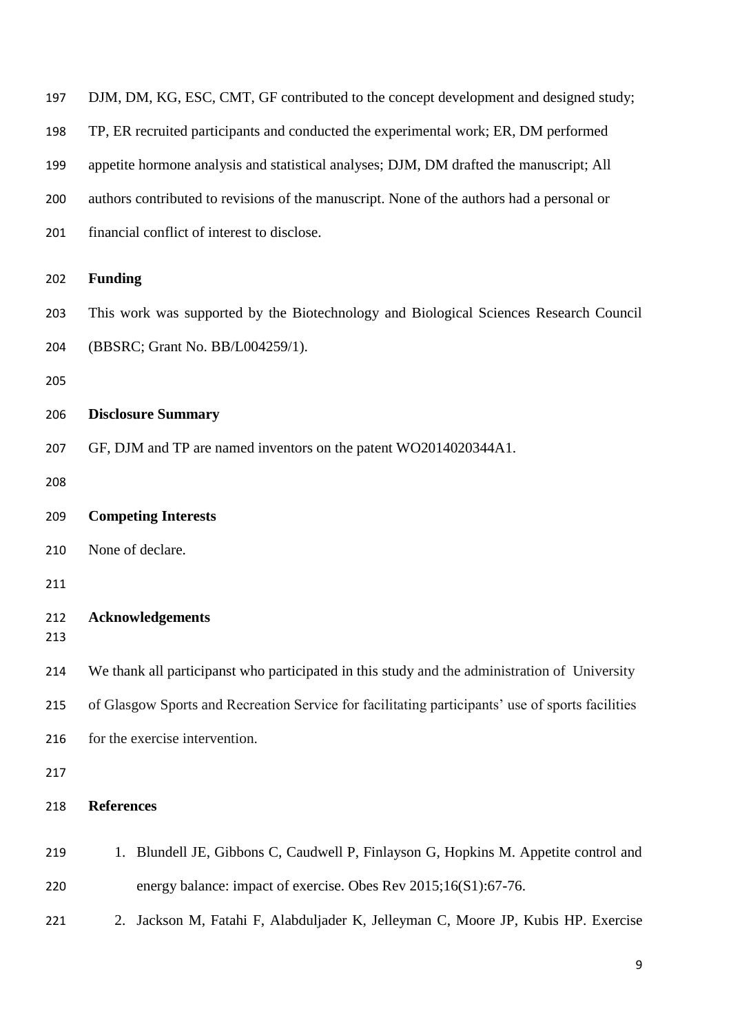DJM, DM, KG, ESC, CMT, GF contributed to the concept development and designed study; TP, ER recruited participants and conducted the experimental work; ER, DM performed appetite hormone analysis and statistical analyses; DJM, DM drafted the manuscript; All authors contributed to revisions of the manuscript. None of the authors had a personal or financial conflict of interest to disclose.

## Funding

This work was supported by the Biotechnology and Biological Sciences Research Council (BBSRC; Grant No. BB/L004259/1).

## Disclosure Summary

GF, DJM and TP are named inventors on the patent WO2014020344A1.

## Competing Interests

None of declare.

## Acknowledgements

We thank all participanst who participated in this study and the administration of University of Glasgow Sports and Recreation Service for facilitating participants' use of sports facilities for the exercise intervention.

## References

1. Blundell JE, Gibbons C, Caudwell P, Finlayson G, Hopkins M. Appetite control and energy balance: impact of exercise. Obes Rev 2015;16(S1):67-76.
2. Jackson M, Fatahi F, Alabduljader K, Jelleyman C, Moore JP, Kubis HP. Exercise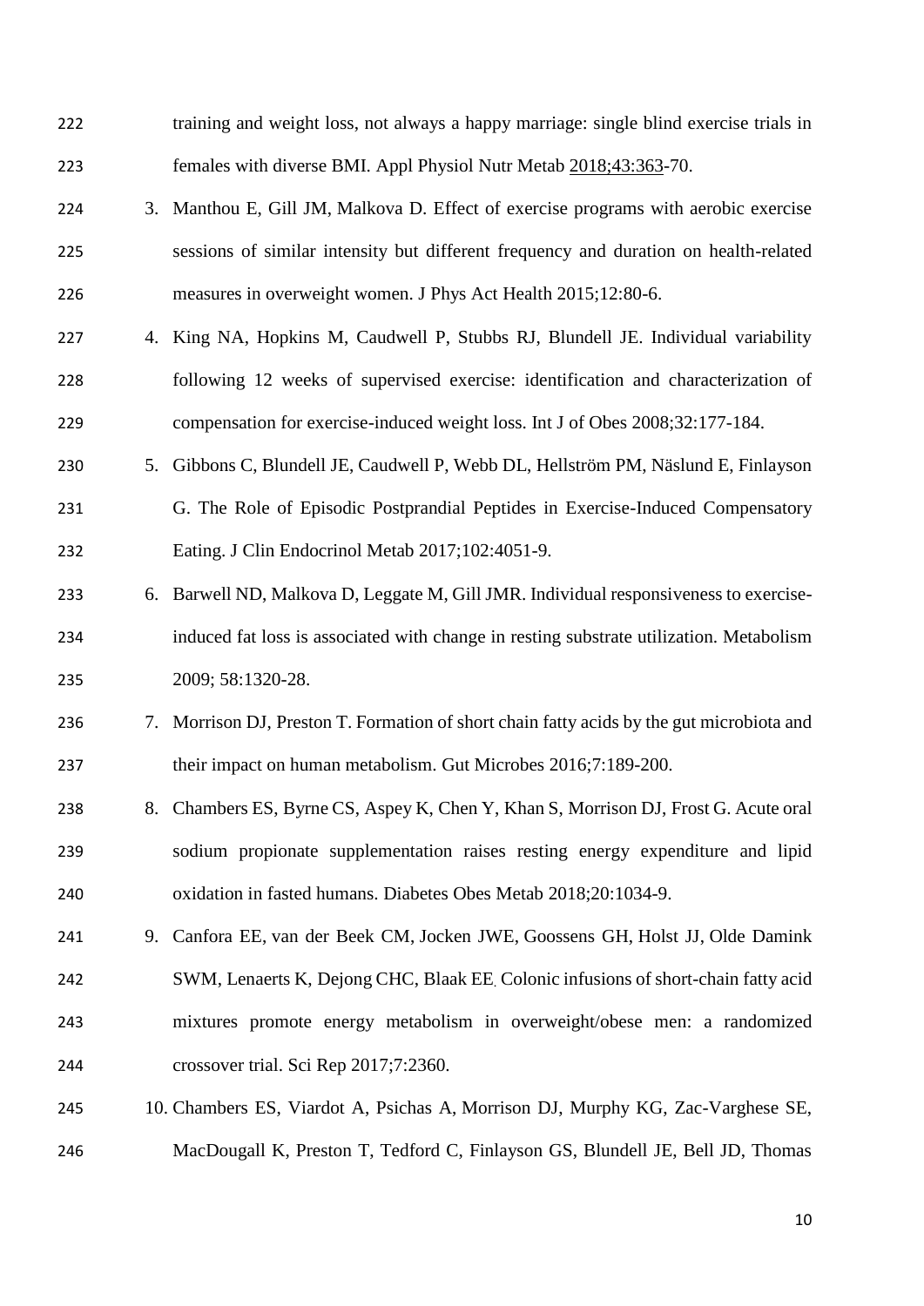training and weight loss, not always a happy marriage: single blind exercise trials in females with diverse BMI. Appl Physiol Nutr Metab 2018;43:363-70.

3. Manthou E, Gill JM, Malkova D. Effect of exercise programs with aerobic exercise sessions of similar intensity but different frequency and duration on health-related measures in overweight women. J Phys Act Health 2015;12:80-6.
4. King NA, Hopkins M, Caudwell P, Stubbs RJ, Blundell JE. Individual variability following 12 weeks of supervised exercise: identification and characterization of compensation for exercise-induced weight loss. Int J of Obes 2008;32:177-184.
5. Gibbons C, Blundell JE, Caudwell P, Webb DL, Hellström PM, Näslund E, Finlayson G. The Role of Episodic Postprandial Peptides in Exercise-Induced Compensatory Eating. J Clin Endocrinol Metab 2017;102:4051-9.
6. Barwell ND, Malkova D, Leggate M, Gill JMR. Individual responsiveness to exercise-induced fat loss is associated with change in resting substrate utilization. Metabolism 2009; 58:1320-28.
7. Morrison DJ, Preston T. Formation of short chain fatty acids by the gut microbiota and their impact on human metabolism. Gut Microbes 2016;7:189-200.
8. Chambers ES, Byrne CS, Aspey K, Chen Y, Khan S, Morrison DJ, Frost G. Acute oral sodium propionate supplementation raises resting energy expenditure and lipid oxidation in fasted humans. Diabetes Obes Metab 2018;20:1034-9.
9. Canfora EE, van der Beek CM, Jocken JWE, Goossens GH, Holst JJ, Olde Damink SWM, Lenaerts K, Dejong CHC, Blaak EE. Colonic infusions of short-chain fatty acid mixtures promote energy metabolism in overweight/obese men: a randomized crossover trial. Sci Rep 2017;7:2360.
10. Chambers ES, Viardot A, Psichas A, Morrison DJ, Murphy KG, Zac-Varghese SE, MacDougall K, Preston T, Tedford C, Finlayson GS, Blundell JE, Bell JD, Thomas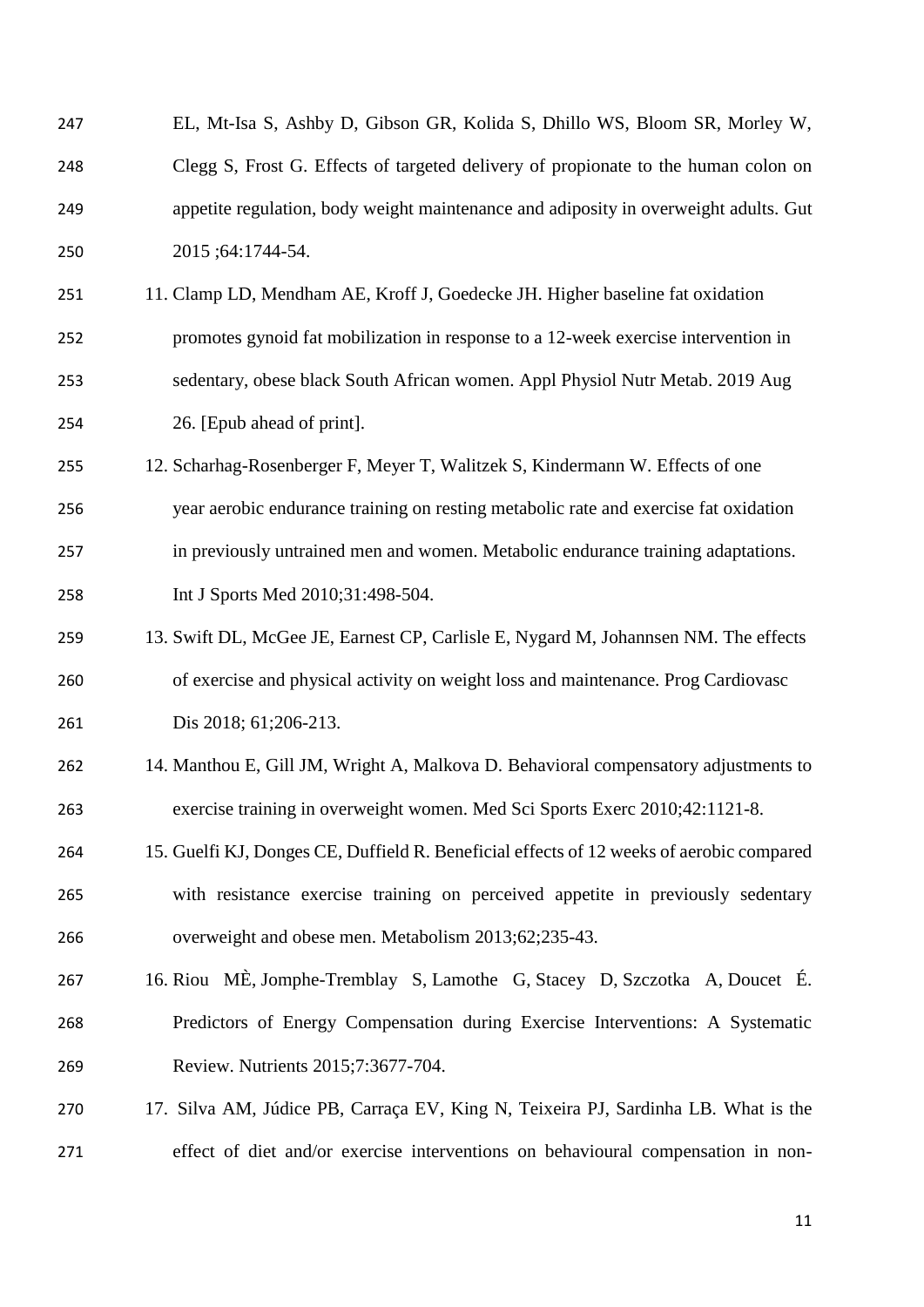EL, Mt-Isa S, Ashby D, Gibson GR, Kolida S, Dhillo WS, Bloom SR, Morley W, Clegg S, Frost G. Effects of targeted delivery of propionate to the human colon on appetite regulation, body weight maintenance and adiposity in overweight adults. Gut 2015 ;64:1744-54.

11. Clamp LD, Mendham AE, Kroff J, Goedecke JH. Higher baseline fat oxidation promotes gynoid fat mobilization in response to a 12-week exercise intervention in sedentary, obese black South African women. Appl Physiol Nutr Metab. 2019 Aug 26. [Epub ahead of print].
12. Scharhag-Rosenberger F, Meyer T, Walitzek S, Kindermann W. Effects of one year aerobic endurance training on resting metabolic rate and exercise fat oxidation in previously untrained men and women. Metabolic endurance training adaptations. Int J Sports Med 2010;31:498-504.
13. Swift DL, McGee JE, Earnest CP, Carlisle E, Nygard M, Johannsen NM. The effects of exercise and physical activity on weight loss and maintenance. Prog Cardiovasc Dis 2018; 61;206-213.
14. Manthou E, Gill JM, Wright A, Malkova D. Behavioral compensatory adjustments to exercise training in overweight women. Med Sci Sports Exerc 2010;42:1121-8.
15. Guelfi KJ, Donges CE, Duffield R. Beneficial effects of 12 weeks of aerobic compared with resistance exercise training on perceived appetite in previously sedentary overweight and obese men. Metabolism 2013;62;235-43.
16. Riou MÈ, Jomphe-Tremblay S, Lamothe G, Stacey D, Szczotka A, Doucet É. Predictors of Energy Compensation during Exercise Interventions: A Systematic Review. Nutrients 2015;7:3677-704.
17. Silva AM, Júdice PB, Carraça EV, King N, Teixeira PJ, Sardinha LB. What is the effect of diet and/or exercise interventions on behavioural compensation in non-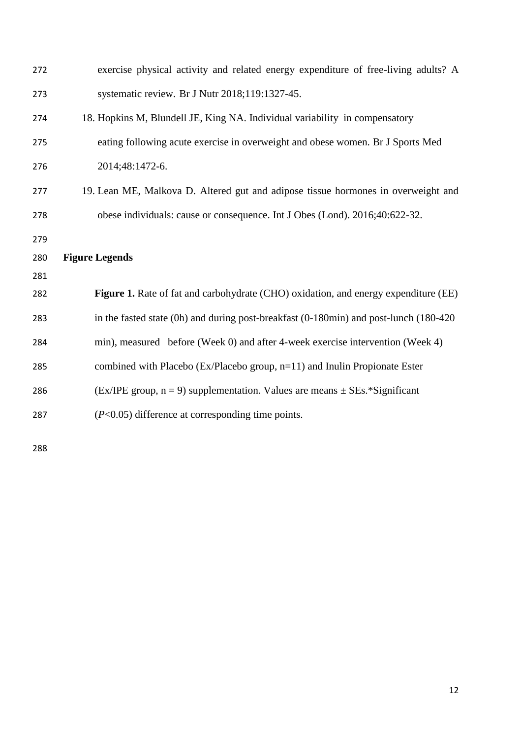exercise physical activity and related energy expenditure of free-living adults? A systematic review. Br J Nutr 2018;119:1327-45.

18. Hopkins M, Blundell JE, King NA. Individual variability in compensatory eating following acute exercise in overweight and obese women. Br J Sports Med 2014;48:1472-6.
19. Lean ME, Malkova D. Altered gut and adipose tissue hormones in overweight and obese individuals: cause or consequence. Int J Obes (Lond). 2016;40:622-32.

## Figure Legends

**Figure 1.** Rate of fat and carbohydrate (CHO) oxidation, and energy expenditure (EE) in the fasted state (0h) and during post-breakfast (0-180min) and post-lunch (180-420 min), measured before (Week 0) and after 4-week exercise intervention (Week 4) combined with Placebo (Ex/Placebo group, n=11) and Inulin Propionate Ester (Ex/IPE group, n = 9) supplementation. Values are means ± SEs.*Significant ($P$<0.05) difference at corresponding time points.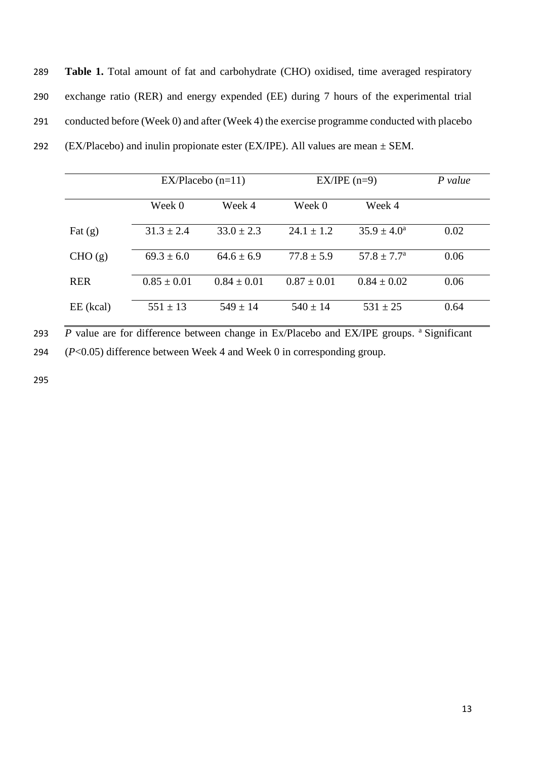**Table 1.** Total amount of fat and carbohydrate (CHO) oxidised, time averaged respiratory exchange ratio (RER) and energy expended (EE) during 7 hours of the experimental trial conducted before (Week 0) and after (Week 4) the exercise programme conducted with placebo (EX/Placebo) and inulin propionate ester (EX/IPE). All values are mean ± SEM.

| | EX/Placebo (n=11) | | EX/IPE (n=9) | | *P value* |
|---|---|---|---|---|---|
| | Week 0 | Week 4 | Week 0 | Week 4 | |
| Fat (g) | 31.3 ± 2.4 | 33.0 ± 2.3 | 24.1 ± 1.2 | 35.9 ± 4.0[a] | 0.02 |
| CHO (g) | 69.3 ± 6.0 | 64.6 ± 6.9 | 77.8 ± 5.9 | 57.8 ± 7.7[a] | 0.06 |
| RER | 0.85 ± 0.01 | 0.84 ± 0.01 | 0.87 ± 0.01 | 0.84 ± 0.02 | 0.06 |
| EE (kcal) | 551 ± 13 | 549 ± 14 | 540 ± 14 | 531 ± 25 | 0.64 |

*P* value are for difference between change in Ex/Placebo and EX/IPE groups. [a] Significant ($P<0.05$) difference between Week 4 and Week 0 in corresponding group.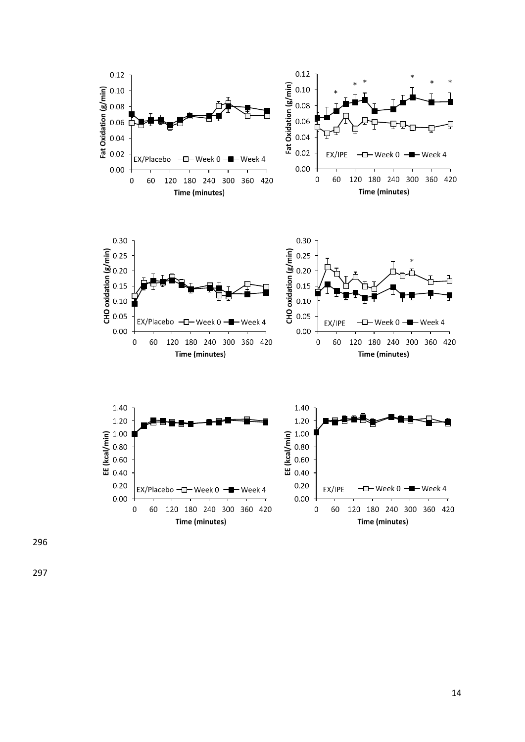Fat Oxidation (g/min) — EX/Placebo: Week 0, Week 4 — Time (minutes)

Fat Oxidation (g/min) — EX/IPE: Week 0, Week 4 — Time (minutes)

CHO oxidation (g/min) — EX/Placebo: Week 0, Week 4 — Time (minutes)

CHO oxidation (g/min) — EX/IPE: Week 0, Week 4 — Time (minutes)

EE (kcal/min) — EX/Placebo: Week 0, Week 4 — Time (minutes)

EE (kcal/min) — EX/IPE: Week 0, Week 4 — Time (minutes)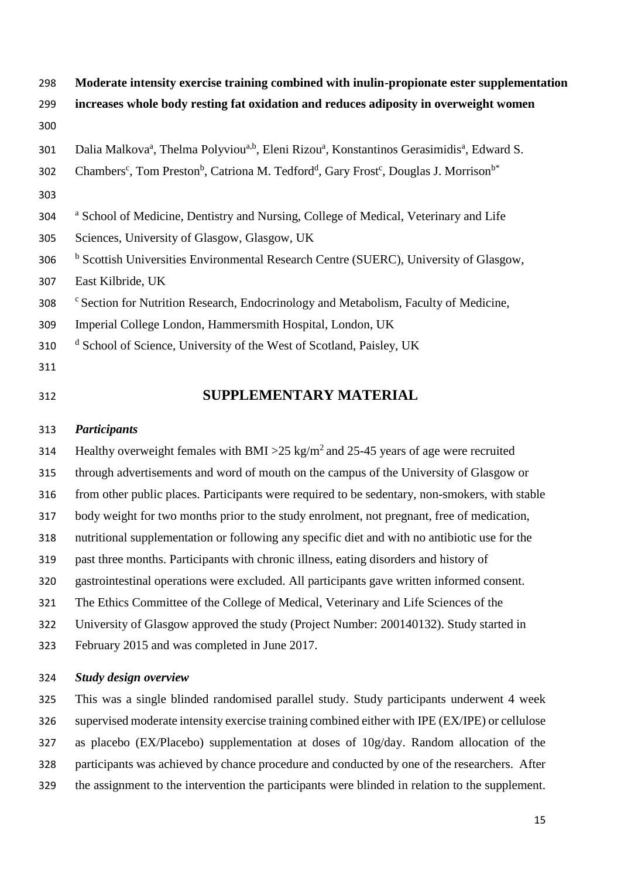**Moderate intensity exercise training combined with inulin-propionate ester supplementation increases whole body resting fat oxidation and reduces adiposity in overweight women**

Dalia Malkova[a], Thelma Polyviou[a,b], Eleni Rizou[a], Konstantinos Gerasimidis[a], Edward S. Chambers[c], Tom Preston[b], Catriona M. Tedford[d], Gary Frost[c], Douglas J. Morrison[b*]

[a] School of Medicine, Dentistry and Nursing, College of Medical, Veterinary and Life Sciences, University of Glasgow, Glasgow, UK

[b] Scottish Universities Environmental Research Centre (SUERC), University of Glasgow, East Kilbride, UK

[c] Section for Nutrition Research, Endocrinology and Metabolism, Faculty of Medicine, Imperial College London, Hammersmith Hospital, London, UK

[d] School of Science, University of the West of Scotland, Paisley, UK

## SUPPLEMENTARY MATERIAL

### *Participants*

Healthy overweight females with BMI >25 kg/m$^2$ and 25-45 years of age were recruited through advertisements and word of mouth on the campus of the University of Glasgow or from other public places. Participants were required to be sedentary, non-smokers, with stable body weight for two months prior to the study enrolment, not pregnant, free of medication, nutritional supplementation or following any specific diet and with no antibiotic use for the past three months. Participants with chronic illness, eating disorders and history of gastrointestinal operations were excluded. All participants gave written informed consent. The Ethics Committee of the College of Medical, Veterinary and Life Sciences of the University of Glasgow approved the study (Project Number: 200140132). Study started in February 2015 and was completed in June 2017.

### *Study design overview*

This was a single blinded randomised parallel study. Study participants underwent 4 week supervised moderate intensity exercise training combined either with IPE (EX/IPE) or cellulose as placebo (EX/Placebo) supplementation at doses of 10g/day. Random allocation of the participants was achieved by chance procedure and conducted by one of the researchers. After the assignment to the intervention the participants were blinded in relation to the supplement.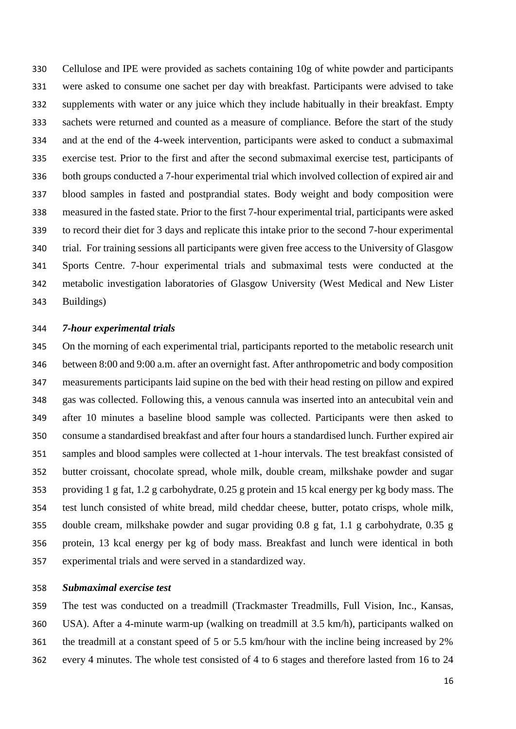Cellulose and IPE were provided as sachets containing 10g of white powder and participants were asked to consume one sachet per day with breakfast. Participants were advised to take supplements with water or any juice which they include habitually in their breakfast. Empty sachets were returned and counted as a measure of compliance. Before the start of the study and at the end of the 4-week intervention, participants were asked to conduct a submaximal exercise test. Prior to the first and after the second submaximal exercise test, participants of both groups conducted a 7-hour experimental trial which involved collection of expired air and blood samples in fasted and postprandial states. Body weight and body composition were measured in the fasted state. Prior to the first 7-hour experimental trial, participants were asked to record their diet for 3 days and replicate this intake prior to the second 7-hour experimental trial. For training sessions all participants were given free access to the University of Glasgow Sports Centre. 7-hour experimental trials and submaximal tests were conducted at the metabolic investigation laboratories of Glasgow University (West Medical and New Lister Buildings)

### *7-hour experimental trials*

On the morning of each experimental trial, participants reported to the metabolic research unit between 8:00 and 9:00 a.m. after an overnight fast. After anthropometric and body composition measurements participants laid supine on the bed with their head resting on pillow and expired gas was collected. Following this, a venous cannula was inserted into an antecubital vein and after 10 minutes a baseline blood sample was collected. Participants were then asked to consume a standardised breakfast and after four hours a standardised lunch. Further expired air samples and blood samples were collected at 1-hour intervals. The test breakfast consisted of butter croissant, chocolate spread, whole milk, double cream, milkshake powder and sugar providing 1 g fat, 1.2 g carbohydrate, 0.25 g protein and 15 kcal energy per kg body mass. The test lunch consisted of white bread, mild cheddar cheese, butter, potato crisps, whole milk, double cream, milkshake powder and sugar providing 0.8 g fat, 1.1 g carbohydrate, 0.35 g protein, 13 kcal energy per kg of body mass. Breakfast and lunch were identical in both experimental trials and were served in a standardized way.

### *Submaximal exercise test*

The test was conducted on a treadmill (Trackmaster Treadmills, Full Vision, Inc., Kansas, USA). After a 4-minute warm-up (walking on treadmill at 3.5 km/h), participants walked on the treadmill at a constant speed of 5 or 5.5 km/hour with the incline being increased by 2% every 4 minutes. The whole test consisted of 4 to 6 stages and therefore lasted from 16 to 24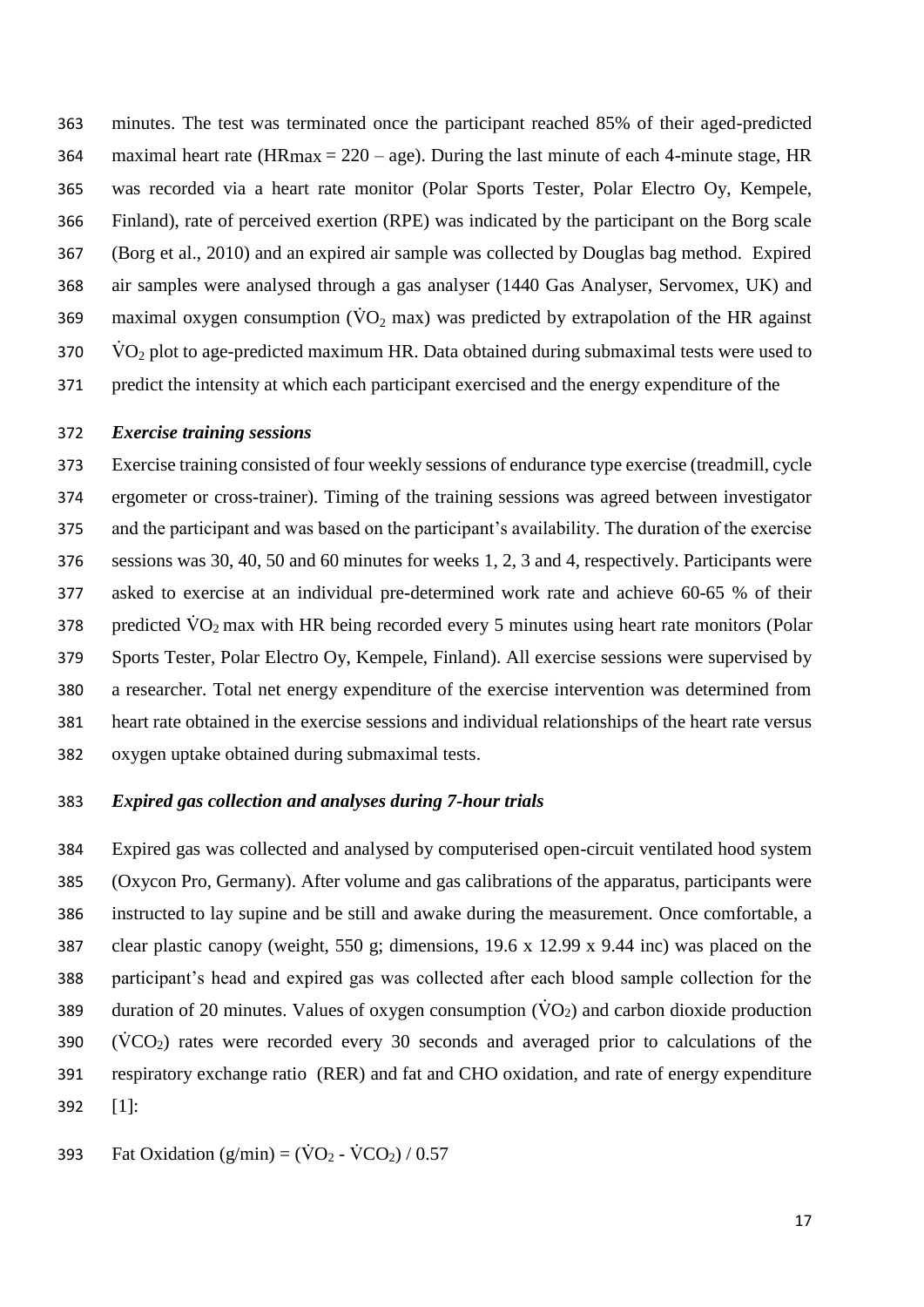minutes. The test was terminated once the participant reached 85% of their aged-predicted maximal heart rate ($HR_{max}$ = 220 – age). During the last minute of each 4-minute stage, HR was recorded via a heart rate monitor (Polar Sports Tester, Polar Electro Oy, Kempele, Finland), rate of perceived exertion (RPE) was indicated by the participant on the Borg scale (Borg et al., 2010) and an expired air sample was collected by Douglas bag method. Expired air samples were analysed through a gas analyser (1440 Gas Analyser, Servomex, UK) and maximal oxygen consumption ($\dot{V}O_2$ max) was predicted by extrapolation of the HR against $\dot{V}O_2$ plot to age-predicted maximum HR. Data obtained during submaximal tests were used to predict the intensity at which each participant exercised and the energy expenditure of the

### *Exercise training sessions*

Exercise training consisted of four weekly sessions of endurance type exercise (treadmill, cycle ergometer or cross-trainer). Timing of the training sessions was agreed between investigator and the participant and was based on the participant's availability. The duration of the exercise sessions was 30, 40, 50 and 60 minutes for weeks 1, 2, 3 and 4, respectively. Participants were asked to exercise at an individual pre-determined work rate and achieve 60-65 % of their predicted $\dot{V}O_2$ max with HR being recorded every 5 minutes using heart rate monitors (Polar Sports Tester, Polar Electro Oy, Kempele, Finland). All exercise sessions were supervised by a researcher. Total net energy expenditure of the exercise intervention was determined from heart rate obtained in the exercise sessions and individual relationships of the heart rate versus oxygen uptake obtained during submaximal tests.

### *Expired gas collection and analyses during 7-hour trials*

Expired gas was collected and analysed by computerised open-circuit ventilated hood system (Oxycon Pro, Germany). After volume and gas calibrations of the apparatus, participants were instructed to lay supine and be still and awake during the measurement. Once comfortable, a clear plastic canopy (weight, 550 g; dimensions, 19.6 x 12.99 x 9.44 inc) was placed on the participant's head and expired gas was collected after each blood sample collection for the duration of 20 minutes. Values of oxygen consumption ($\dot{V}O_2$) and carbon dioxide production ($\dot{V}CO_2$) rates were recorded every 30 seconds and averaged prior to calculations of the respiratory exchange ratio (RER) and fat and CHO oxidation, and rate of energy expenditure [1]:

$$\text{Fat Oxidation (g/min)} = (\dot{V}O_2 - \dot{V}CO_2) / 0.57$$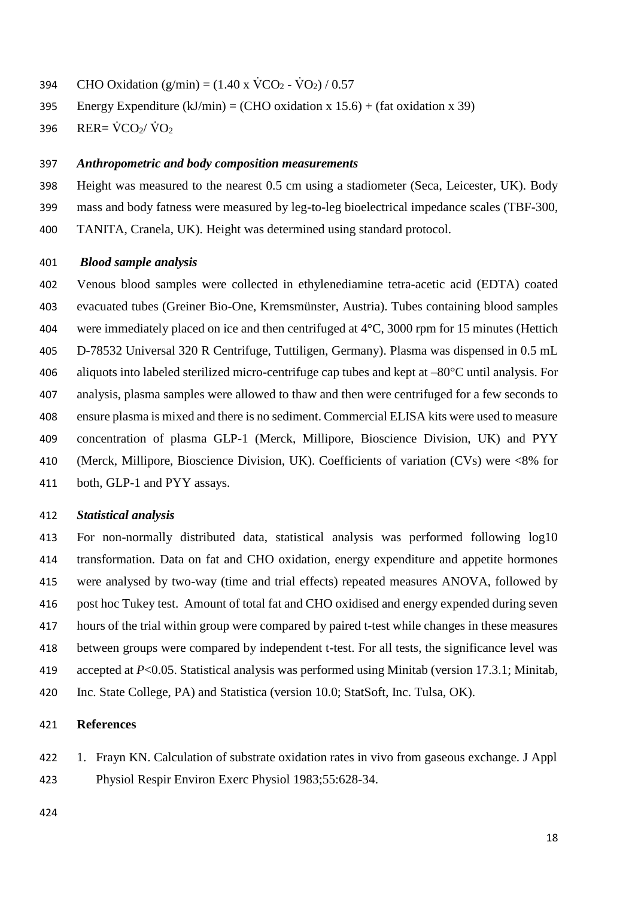CHO Oxidation (g/min) = (1.40 x $\dot{V}CO_2$ - $\dot{V}O_2$) / 0.57

Energy Expenditure (kJ/min) = (CHO oxidation x 15.6) + (fat oxidation x 39)

RER= $\dot{V}CO_2$/ $\dot{V}O_2$

### *Anthropometric and body composition measurements*

Height was measured to the nearest 0.5 cm using a stadiometer (Seca, Leicester, UK). Body mass and body fatness were measured by leg-to-leg bioelectrical impedance scales (TBF-300, TANITA, Cranela, UK). Height was determined using standard protocol.

### *Blood sample analysis*

Venous blood samples were collected in ethylenediamine tetra-acetic acid (EDTA) coated evacuated tubes (Greiner Bio-One, Kremsmünster, Austria). Tubes containing blood samples were immediately placed on ice and then centrifuged at 4°C, 3000 rpm for 15 minutes (Hettich D-78532 Universal 320 R Centrifuge, Tuttiligen, Germany). Plasma was dispensed in 0.5 mL aliquots into labeled sterilized micro-centrifuge cap tubes and kept at –80°C until analysis. For analysis, plasma samples were allowed to thaw and then were centrifuged for a few seconds to ensure plasma is mixed and there is no sediment. Commercial ELISA kits were used to measure concentration of plasma GLP-1 (Merck, Millipore, Bioscience Division, UK) and PYY (Merck, Millipore, Bioscience Division, UK). Coefficients of variation (CVs) were <8% for both, GLP-1 and PYY assays.

### *Statistical analysis*

For non-normally distributed data, statistical analysis was performed following log10 transformation. Data on fat and CHO oxidation, energy expenditure and appetite hormones were analysed by two-way (time and trial effects) repeated measures ANOVA, followed by post hoc Tukey test. Amount of total fat and CHO oxidised and energy expended during seven hours of the trial within group were compared by paired t-test while changes in these measures between groups were compared by independent t-test. For all tests, the significance level was accepted at $P<0.05$. Statistical analysis was performed using Minitab (version 17.3.1; Minitab, Inc. State College, PA) and Statistica (version 10.0; StatSoft, Inc. Tulsa, OK).

## References

1. Frayn KN. Calculation of substrate oxidation rates in vivo from gaseous exchange. J Appl Physiol Respir Environ Exerc Physiol 1983;55:628-34.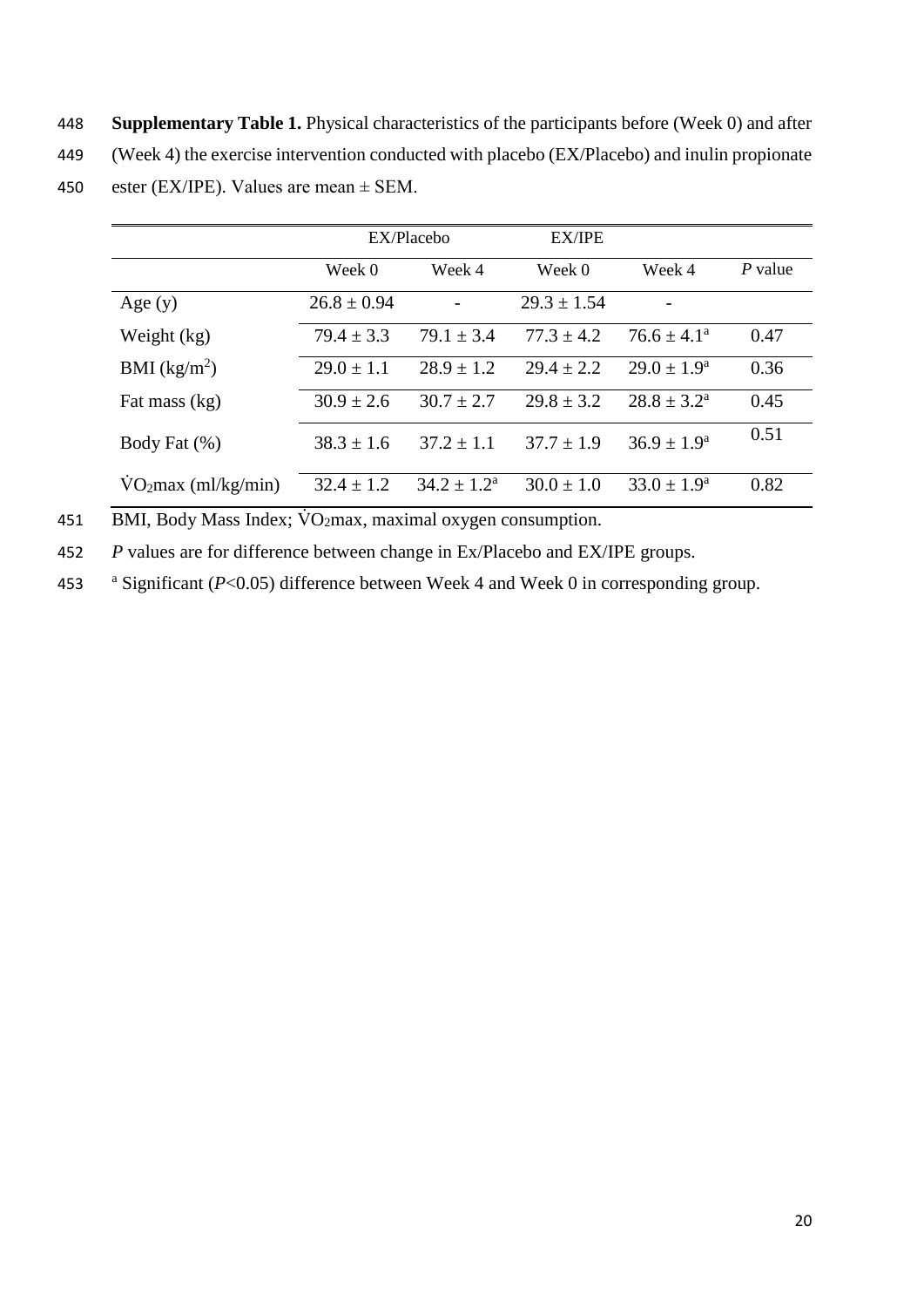**Supplementary Table 1.** Physical characteristics of the participants before (Week 0) and after (Week 4) the exercise intervention conducted with placebo (EX/Placebo) and inulin propionate ester (EX/IPE). Values are mean ± SEM.

| | EX/Placebo | | EX/IPE | | |
|---|---|---|---|---|---|
| | Week 0 | Week 4 | Week 0 | Week 4 | *P* value |
| Age (y) | 26.8 ± 0.94 | - | 29.3 ± 1.54 | - | |
| Weight (kg) | 79.4 ± 3.3 | 79.1 ± 3.4 | 77.3 ± 4.2 | 76.6 ± 4.1[a] | 0.47 |
| BMI ($kg/m^2$) | 29.0 ± 1.1 | 28.9 ± 1.2 | 29.4 ± 2.2 | 29.0 ± 1.9[a] | 0.36 |
| Fat mass (kg) | 30.9 ± 2.6 | 30.7 ± 2.7 | 29.8 ± 3.2 | 28.8 ± 3.2[a] | 0.45 |
| Body Fat (%) | 38.3 ± 1.6 | 37.2 ± 1.1 | 37.7 ± 1.9 | 36.9 ± 1.9[a] | 0.51 |
| $\dot{V}O_2max$ (ml/kg/min) | 32.4 ± 1.2 | 34.2 ± 1.2[a] | 30.0 ± 1.0 | 33.0 ± 1.9[a] | 0.82 |

BMI, Body Mass Index; $\dot{V}O_2max$, maximal oxygen consumption.

*P* values are for difference between change in Ex/Placebo and EX/IPE groups.

[a] Significant ($P$<0.05) difference between Week 4 and Week 0 in corresponding group.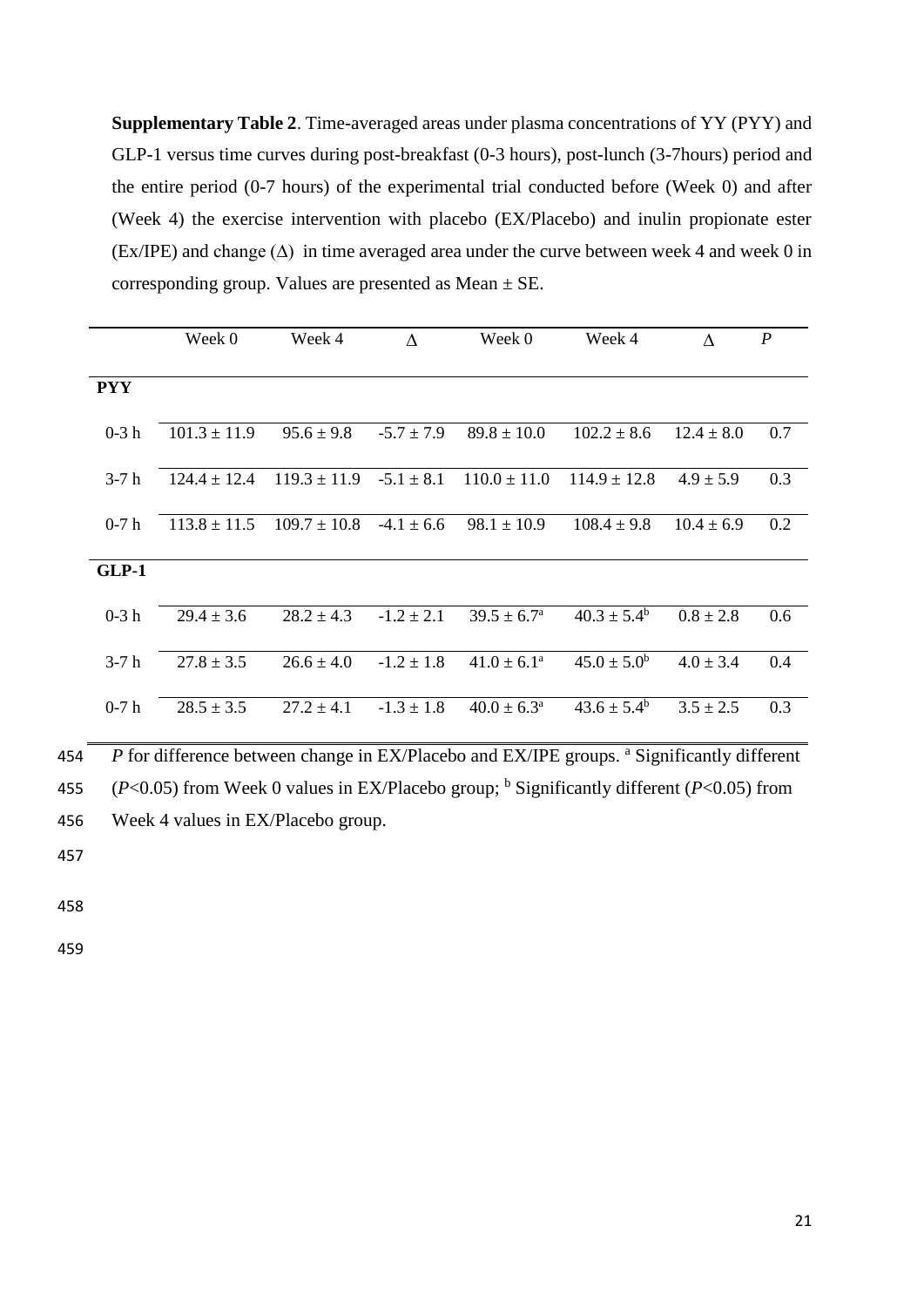**Supplementary Table 2**. Time-averaged areas under plasma concentrations of YY (PYY) and GLP-1 versus time curves during post-breakfast (0-3 hours), post-lunch (3-7hours) period and the entire period (0-7 hours) of the experimental trial conducted before (Week 0) and after (Week 4) the exercise intervention with placebo (EX/Placebo) and inulin propionate ester (Ex/IPE) and change (Δ) in time averaged area under the curve between week 4 and week 0 in corresponding group. Values are presented as Mean ± SE.

| | Week 0 | Week 4 | Δ | Week 0 | Week 4 | Δ | *P* |
|---|---|---|---|---|---|---|---|
| **PYY** | | | | | | | |
| 0-3 h | 101.3 ± 11.9 | 95.6 ± 9.8 | -5.7 ± 7.9 | 89.8 ± 10.0 | 102.2 ± 8.6 | 12.4 ± 8.0 | 0.7 |
| 3-7 h | 124.4 ± 12.4 | 119.3 ± 11.9 | -5.1 ± 8.1 | 110.0 ± 11.0 | 114.9 ± 12.8 | 4.9 ± 5.9 | 0.3 |
| 0-7 h | 113.8 ± 11.5 | 109.7 ± 10.8 | -4.1 ± 6.6 | 98.1 ± 10.9 | 108.4 ± 9.8 | 10.4 ± 6.9 | 0.2 |
| **GLP-1** | | | | | | | |
| 0-3 h | 29.4 ± 3.6 | 28.2 ± 4.3 | -1.2 ± 2.1 | 39.5 ± 6.7[a] | 40.3 ± 5.4[b] | 0.8 ± 2.8 | 0.6 |
| 3-7 h | 27.8 ± 3.5 | 26.6 ± 4.0 | -1.2 ± 1.8 | 41.0 ± 6.1[a] | 45.0 ± 5.0[b] | 4.0 ± 3.4 | 0.4 |
| 0-7 h | 28.5 ± 3.5 | 27.2 ± 4.1 | -1.3 ± 1.8 | 40.0 ± 6.3[a] | 43.6 ± 5.4[b] | 3.5 ± 2.5 | 0.3 |

*P* for difference between change in EX/Placebo and EX/IPE groups. [a] Significantly different ($P$<0.05) from Week 0 values in EX/Placebo group; [b] Significantly different ($P$<0.05) from Week 4 values in EX/Placebo group.